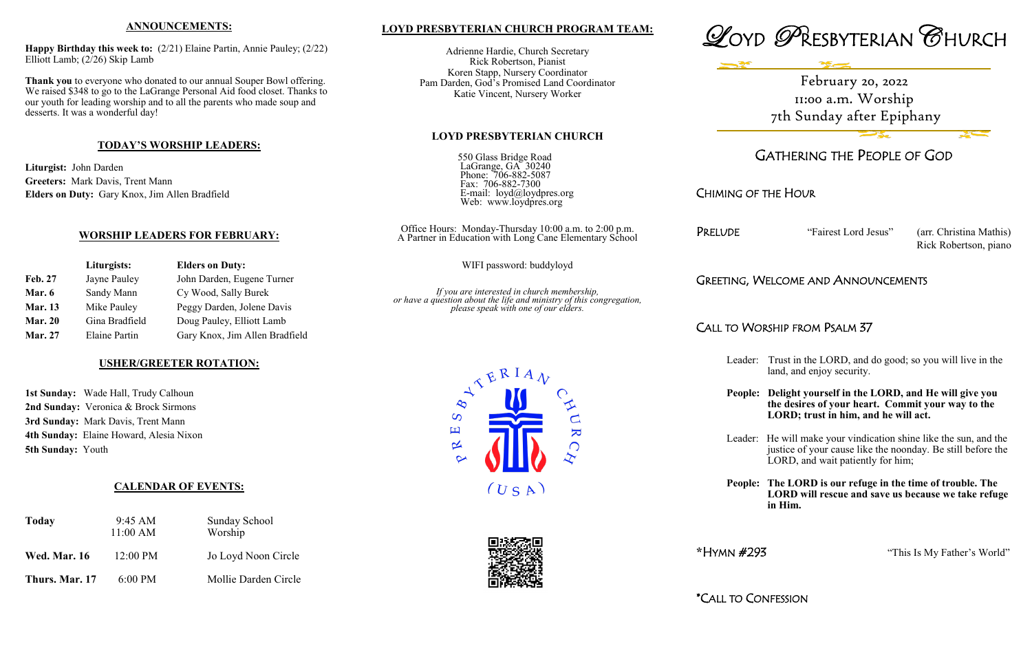## ANNOUNCEMENTS:

**Happy Birthday this week to:** (2/21) Elaine Partin, Annie Pauley; (2/22) Elliott Lamb; (2/26) Skip Lamb

**Thank you** to everyone who donated to our annual Souper Bowl offering. We raised $348 to go to the LaGrange Personal Aid food closet. Thanks to our youth for leading worship and to all the parents who made soup and desserts. It was a wonderful day!

## TODAY'S WORSHIP LEADERS:

**Liturgist:** John Darden
**Greeters:** Mark Davis, Trent Mann
**Elders on Duty:** Gary Knox, Jim Allen Bradfield

## WORSHIP LEADERS FOR FEBRUARY:

| | Liturgists: | Elders on Duty: |
|---|---|---|
| **Feb. 27** | Jayne Pauley | John Darden, Eugene Turner |
| **Mar. 6** | Sandy Mann | Cy Wood, Sally Burek |
| **Mar. 13** | Mike Pauley | Peggy Darden, Jolene Davis |
| **Mar. 20** | Gina Bradfield | Doug Pauley, Elliott Lamb |
| **Mar. 27** | Elaine Partin | Gary Knox, Jim Allen Bradfield |

## USHER/GREETER ROTATION:

**1st Sunday:** Wade Hall, Trudy Calhoun
**2nd Sunday:** Veronica & Brock Sirmons
**3rd Sunday:** Mark Davis, Trent Mann
**4th Sunday:** Elaine Howard, Alesia Nixon
**5th Sunday:** Youth

## CALENDAR OF EVENTS:

| | | |
|---|---|---|
| **Today** | 9:45 AM<br>11:00 AM | Sunday School<br>Worship |
| **Wed. Mar. 16** | 12:00 PM | Jo Loyd Noon Circle |
| **Thurs. Mar. 17** | 6:00 PM | Mollie Darden Circle |

## LOYD PRESBYTERIAN CHURCH PROGRAM TEAM:

Adrienne Hardie, Church Secretary
Rick Robertson, Pianist
Koren Stapp, Nursery Coordinator
Pam Darden, God's Promised Land Coordinator
Katie Vincent, Nursery Worker

## LOYD PRESBYTERIAN CHURCH

550 Glass Bridge Road
LaGrange, GA 30240
Phone: 706-882-5087
Fax: 706-882-7300
E-mail: loyd@loydpres.org
Web: www.loydpres.org

Office Hours: Monday-Thursday 10:00 a.m. to 2:00 p.m.
A Partner in Education with Long Cane Elementary School

WIFI password: buddyloyd

*If you are interested in church membership, or have a question about the life and ministry of this congregation, please speak with one of our elders.*

PRESBYTERIAN CHURCH (USA)

# LOYD PRESBYTERIAN CHURCH

February 20, 2022
11:00 a.m. Worship
7th Sunday after Epiphany

## GATHERING THE PEOPLE OF GOD

CHIMING OF THE HOUR

PRELUDE "Fairest Lord Jesus" (arr. Christina Mathis)
Rick Robertson, piano

GREETING, WELCOME AND ANNOUNCEMENTS

CALL TO WORSHIP FROM PSALM 37

Leader: Trust in the LORD, and do good; so you will live in the land, and enjoy security.

**People: Delight yourself in the LORD, and He will give you the desires of your heart. Commit your way to the LORD; trust in him, and he will act.**

Leader: He will make your vindication shine like the sun, and the justice of your cause like the noonday. Be still before the LORD, and wait patiently for him;

**People: The LORD is our refuge in the time of trouble. The LORD will rescue and save us because we take refuge in Him.**

*HYMN #293 "This Is My Father's World"

*CALL TO CONFESSION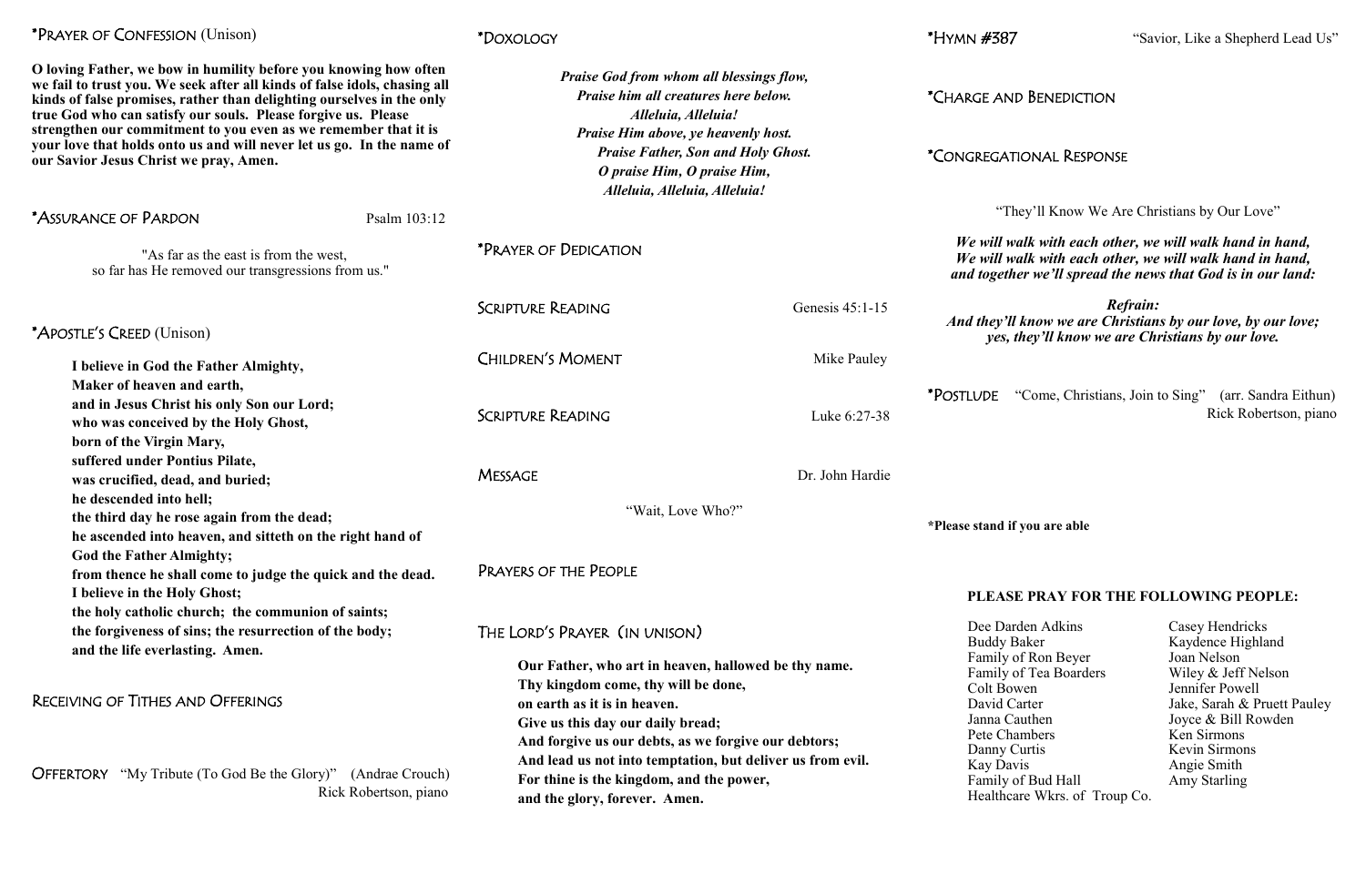## *PRAYER OF CONFESSION (Unison)

**O loving Father, we bow in humility before you knowing how often we fail to trust you. We seek after all kinds of false idols, chasing all kinds of false promises, rather than delighting ourselves in the only true God who can satisfy our souls. Please forgive us. Please strengthen our commitment to you even as we remember that it is your love that holds onto us and will never let us go. In the name of our Savior Jesus Christ we pray, Amen.**

## *ASSURANCE OF PARDON — Psalm 103:12

"As far as the east is from the west,
so far has He removed our transgressions from us."

## *APOSTLE'S CREED (Unison)

**I believe in God the Father Almighty,
Maker of heaven and earth,
and in Jesus Christ his only Son our Lord;
who was conceived by the Holy Ghost,
born of the Virgin Mary,
suffered under Pontius Pilate,
was crucified, dead, and buried;
he descended into hell;
the third day he rose again from the dead;
he ascended into heaven, and sitteth on the right hand of God the Father Almighty;
from thence he shall come to judge the quick and the dead.
I believe in the Holy Ghost;
the holy catholic church; the communion of saints;
the forgiveness of sins; the resurrection of the body;
and the life everlasting. Amen.**

## RECEIVING OF TITHES AND OFFERINGS

OFFERTORY "My Tribute (To God Be the Glory)" (Andrae Crouch)
Rick Robertson, piano

## *DOXOLOGY

***Praise God from whom all blessings flow,
Praise him all creatures here below.
Alleluia, Alleluia!
Praise Him above, ye heavenly host.
Praise Father, Son and Holy Ghost.
O praise Him, O praise Him,
Alleluia, Alleluia, Alleluia!***

## *PRAYER OF DEDICATION

SCRIPTURE READING — Genesis 45:1-15

CHILDREN'S MOMENT — Mike Pauley

SCRIPTURE READING — Luke 6:27-38

MESSAGE — Dr. John Hardie

"Wait, Love Who?"

## PRAYERS OF THE PEOPLE

## THE LORD'S PRAYER (IN UNISON)

**Our Father, who art in heaven, hallowed be thy name.
Thy kingdom come, thy will be done,
on earth as it is in heaven.
Give us this day our daily bread;
And forgive us our debts, as we forgive our debtors;
And lead us not into temptation, but deliver us from evil.
For thine is the kingdom, and the power,
and the glory, forever. Amen.**

## *HYMN #387 "Savior, Like a Shepherd Lead Us"

## *CHARGE AND BENEDICTION

## *CONGREGATIONAL RESPONSE

"They'll Know We Are Christians by Our Love"

***We will walk with each other, we will walk hand in hand,
We will walk with each other, we will walk hand in hand,
and together we'll spread the news that God is in our land:***

***Refrain:
And they'll know we are Christians by our love, by our love;
yes, they'll know we are Christians by our love.***

*POSTLUDE "Come, Christians, Join to Sing" (arr. Sandra Eithun)
Rick Robertson, piano

**\*Please stand if you are able**

### PLEASE PRAY FOR THE FOLLOWING PEOPLE:

| | |
|---|---|
| Dee Darden Adkins | Casey Hendricks |
| Buddy Baker | Kaydence Highland |
| Family of Ron Beyer | Joan Nelson |
| Family of Tea Boarders | Wiley & Jeff Nelson |
| Colt Bowen | Jennifer Powell |
| David Carter | Jake, Sarah & Pruett Pauley |
| Janna Cauthen | Joyce & Bill Rowden |
| Pete Chambers | Ken Sirmons |
| Danny Curtis | Kevin Sirmons |
| Kay Davis | Angie Smith |
| Family of Bud Hall | Amy Starling |
| Healthcare Wkrs. of Troup Co. | |